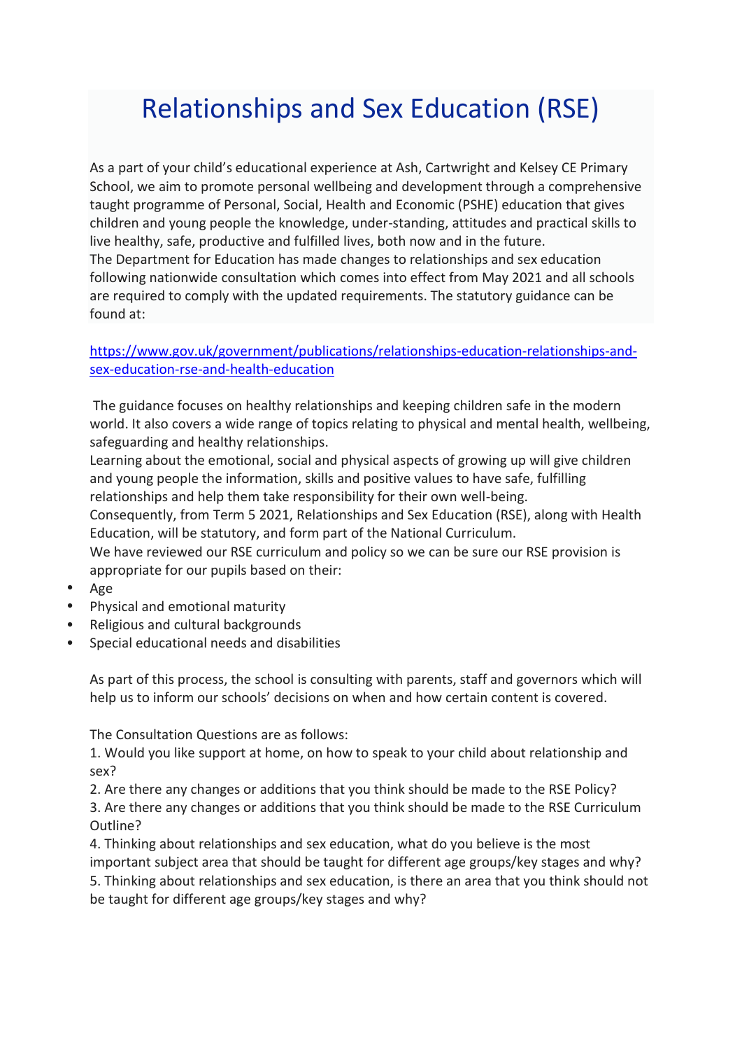# Relationships and Sex Education (RSE)

As a part of your child's educational experience at Ash, Cartwright and Kelsey CE Primary School, we aim to promote personal wellbeing and development through a comprehensive taught programme of Personal, Social, Health and Economic (PSHE) education that gives children and young people the knowledge, under-standing, attitudes and practical skills to live healthy, safe, productive and fulfilled lives, both now and in the future.
The Department for Education has made changes to relationships and sex education following nationwide consultation which comes into effect from May 2021 and all schools are required to comply with the updated requirements. The statutory guidance can be found at:

https://www.gov.uk/government/publications/relationships-education-relationships-and-sex-education-rse-and-health-education

The guidance focuses on healthy relationships and keeping children safe in the modern world. It also covers a wide range of topics relating to physical and mental health, wellbeing, safeguarding and healthy relationships.
Learning about the emotional, social and physical aspects of growing up will give children and young people the information, skills and positive values to have safe, fulfilling relationships and help them take responsibility for their own well-being.
Consequently, from Term 5 2021, Relationships and Sex Education (RSE), along with Health Education, will be statutory, and form part of the National Curriculum.
We have reviewed our RSE curriculum and policy so we can be sure our RSE provision is appropriate for our pupils based on their:

- Age
- Physical and emotional maturity
- Religious and cultural backgrounds
- Special educational needs and disabilities

As part of this process, the school is consulting with parents, staff and governors which will help us to inform our schools' decisions on when and how certain content is covered.

The Consultation Questions are as follows:

1. Would you like support at home, on how to speak to your child about relationship and sex?
2. Are there any changes or additions that you think should be made to the RSE Policy?
3. Are there any changes or additions that you think should be made to the RSE Curriculum Outline?
4. Thinking about relationships and sex education, what do you believe is the most important subject area that should be taught for different age groups/key stages and why?
5. Thinking about relationships and sex education, is there an area that you think should not be taught for different age groups/key stages and why?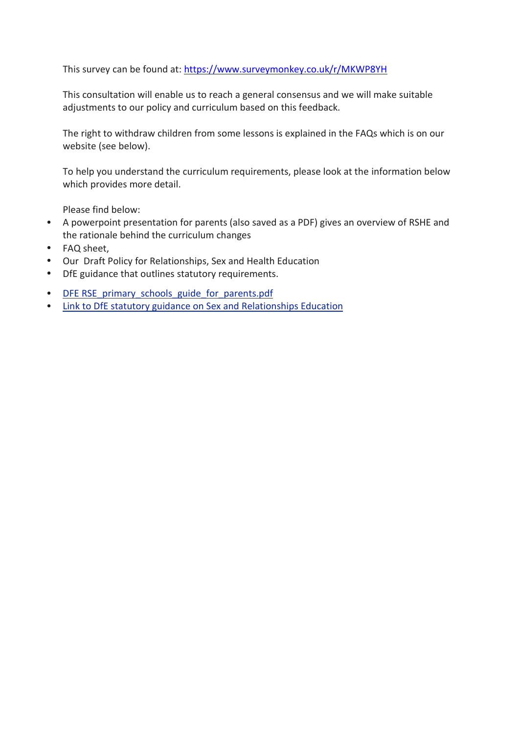This survey can be found at: [https://www.surveymonkey.co.uk/r/MKWP8YH](https://www.surveymonkey.co.uk/r/MKWP8YH)

This consultation will enable us to reach a general consensus and we will make suitable adjustments to our policy and curriculum based on this feedback.

The right to withdraw children from some lessons is explained in the FAQs which is on our website (see below).

To help you understand the curriculum requirements, please look at the information below which provides more detail.

Please find below:

- A powerpoint presentation for parents (also saved as a PDF) gives an overview of RSHE and the rationale behind the curriculum changes
- FAQ sheet,
- Our Draft Policy for Relationships, Sex and Health Education
- DfE guidance that outlines statutory requirements.

- DFE RSE_primary_schools_guide_for_parents.pdf
- Link to DfE statutory guidance on Sex and Relationships Education